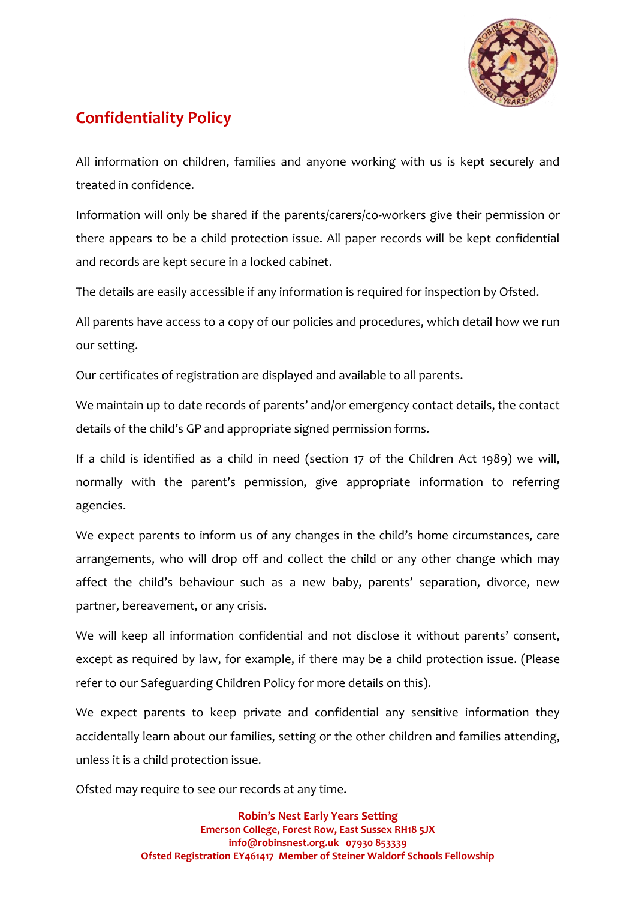# Confidentiality Policy

All information on children, families and anyone working with us is kept securely and treated in confidence.

Information will only be shared if the parents/carers/co-workers give their permission or there appears to be a child protection issue. All paper records will be kept confidential and records are kept secure in a locked cabinet.

The details are easily accessible if any information is required for inspection by Ofsted.

All parents have access to a copy of our policies and procedures, which detail how we run our setting.

Our certificates of registration are displayed and available to all parents.

We maintain up to date records of parents' and/or emergency contact details, the contact details of the child's GP and appropriate signed permission forms.

If a child is identified as a child in need (section 17 of the Children Act 1989) we will, normally with the parent's permission, give appropriate information to referring agencies.

We expect parents to inform us of any changes in the child's home circumstances, care arrangements, who will drop off and collect the child or any other change which may affect the child's behaviour such as a new baby, parents' separation, divorce, new partner, bereavement, or any crisis.

We will keep all information confidential and not disclose it without parents' consent, except as required by law, for example, if there may be a child protection issue. (Please refer to our Safeguarding Children Policy for more details on this).

We expect parents to keep private and confidential any sensitive information they accidentally learn about our families, setting or the other children and families attending, unless it is a child protection issue.

Ofsted may require to see our records at any time.

**Robin's Nest Early Years Setting**
**Emerson College, Forest Row, East Sussex RH18 5JX**
**info@robinsnest.org.uk 07930 853339**
**Ofsted Registration EY461417 Member of Steiner Waldorf Schools Fellowship**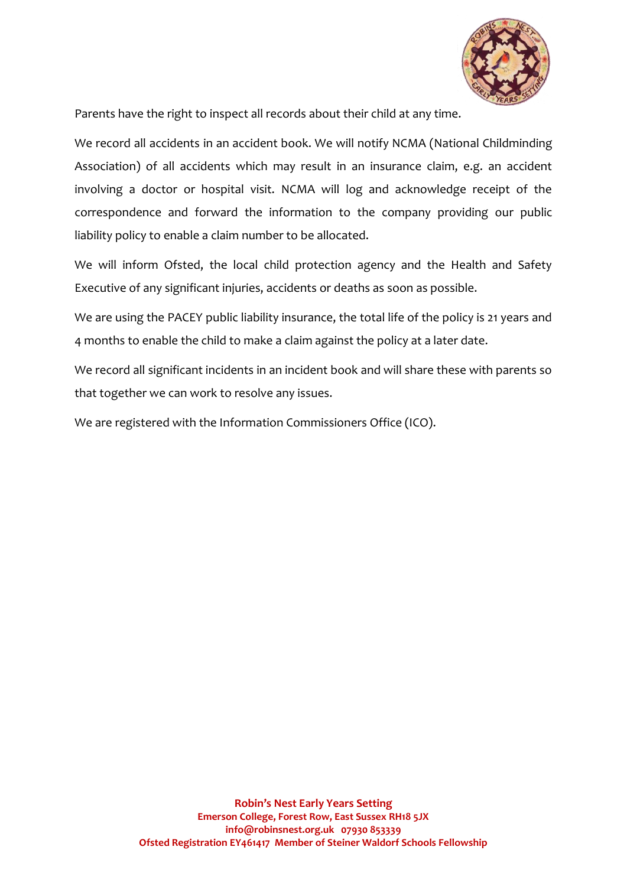Parents have the right to inspect all records about their child at any time.

We record all accidents in an accident book. We will notify NCMA (National Childminding Association) of all accidents which may result in an insurance claim, e.g. an accident involving a doctor or hospital visit. NCMA will log and acknowledge receipt of the correspondence and forward the information to the company providing our public liability policy to enable a claim number to be allocated.

We will inform Ofsted, the local child protection agency and the Health and Safety Executive of any significant injuries, accidents or deaths as soon as possible.

We are using the PACEY public liability insurance, the total life of the policy is 21 years and 4 months to enable the child to make a claim against the policy at a later date.

We record all significant incidents in an incident book and will share these with parents so that together we can work to resolve any issues.

We are registered with the Information Commissioners Office (ICO).